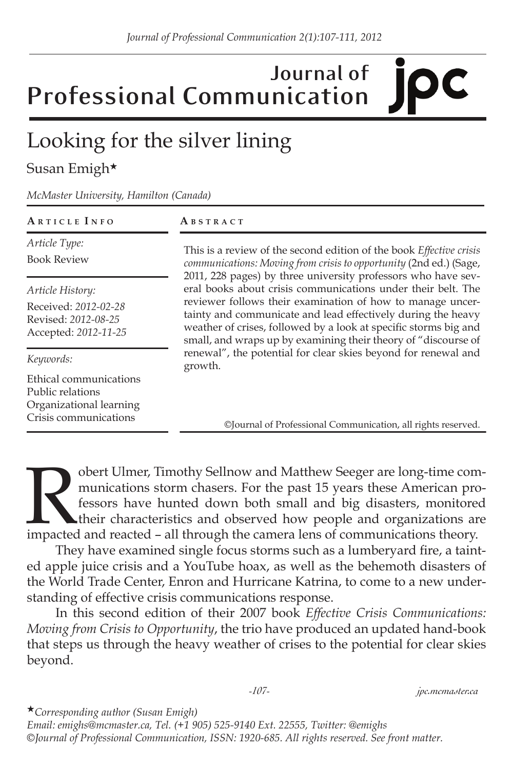# Looking for the silver lining

Susan Emigh*

*McMaster University, Hamilton (Canada)*

| **Article Info** | **Abstract** |
|---|---|
| *Article Type:* Book Review<br>*Article History:* Received: *2012-02-28* Revised: *2012-08-25* Accepted: *2012-11-25*<br>*Keywords:* Ethical communications, Public relations, Organizational learning, Crisis communications | This is a review of the second edition of the book *Effective crisis communications: Moving from crisis to opportunity* (2nd ed.) (Sage, 2011, 228 pages) by three university professors who have several books about crisis communications under their belt. The reviewer follows their examination of how to manage uncertainty and communicate and lead effectively during the heavy weather of crises, followed by a look at specific storms big and small, and wraps up by examining their theory of "discourse of renewal", the potential for clear skies beyond for renewal and growth. |

©Journal of Professional Communication, all rights reserved.

Robert Ulmer, Timothy Sellnow and Matthew Seeger are long-time communications storm chasers. For the past 15 years these American professors have hunted down both small and big disasters, monitored their characteristics and observed how people and organizations are impacted and reacted – all through the camera lens of communications theory.

They have examined single focus storms such as a lumberyard fire, a tainted apple juice crisis and a YouTube hoax, as well as the behemoth disasters of the World Trade Center, Enron and Hurricane Katrina, to come to a new understanding of effective crisis communications response.

In this second edition of their 2007 book *Effective Crisis Communications: Moving from Crisis to Opportunity*, the trio have produced an updated hand-book that steps us through the heavy weather of crises to the potential for clear skies beyond.

*Corresponding author (Susan Emigh)
*Email: emighs@mcmaster.ca, Tel. (+1 905) 525-9140 Ext. 22555, Twitter: @emighs*
*©Journal of Professional Communication, ISSN: 1920-685. All rights reserved. See front matter.*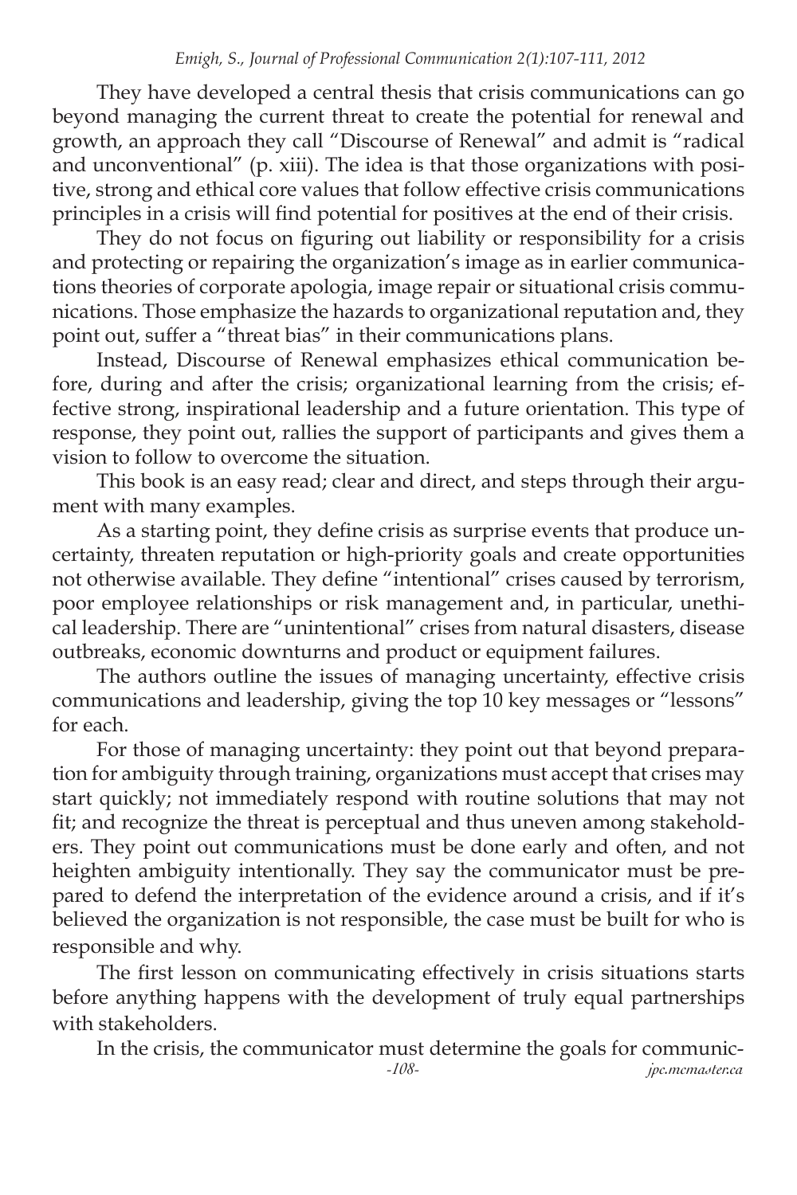They have developed a central thesis that crisis communications can go beyond managing the current threat to create the potential for renewal and growth, an approach they call "Discourse of Renewal" and admit is "radical and unconventional" (p. xiii). The idea is that those organizations with positive, strong and ethical core values that follow effective crisis communications principles in a crisis will find potential for positives at the end of their crisis.

They do not focus on figuring out liability or responsibility for a crisis and protecting or repairing the organization's image as in earlier communications theories of corporate apologia, image repair or situational crisis communications. Those emphasize the hazards to organizational reputation and, they point out, suffer a "threat bias" in their communications plans.

Instead, Discourse of Renewal emphasizes ethical communication before, during and after the crisis; organizational learning from the crisis; effective strong, inspirational leadership and a future orientation. This type of response, they point out, rallies the support of participants and gives them a vision to follow to overcome the situation.

This book is an easy read; clear and direct, and steps through their argument with many examples.

As a starting point, they define crisis as surprise events that produce uncertainty, threaten reputation or high-priority goals and create opportunities not otherwise available. They define "intentional" crises caused by terrorism, poor employee relationships or risk management and, in particular, unethical leadership. There are "unintentional" crises from natural disasters, disease outbreaks, economic downturns and product or equipment failures.

The authors outline the issues of managing uncertainty, effective crisis communications and leadership, giving the top 10 key messages or "lessons" for each.

For those of managing uncertainty: they point out that beyond preparation for ambiguity through training, organizations must accept that crises may start quickly; not immediately respond with routine solutions that may not fit; and recognize the threat is perceptual and thus uneven among stakeholders. They point out communications must be done early and often, and not heighten ambiguity intentionally. They say the communicator must be prepared to defend the interpretation of the evidence around a crisis, and if it's believed the organization is not responsible, the case must be built for who is responsible and why.

The first lesson on communicating effectively in crisis situations starts before anything happens with the development of truly equal partnerships with stakeholders.

In the crisis, the communicator must determine the goals for communic-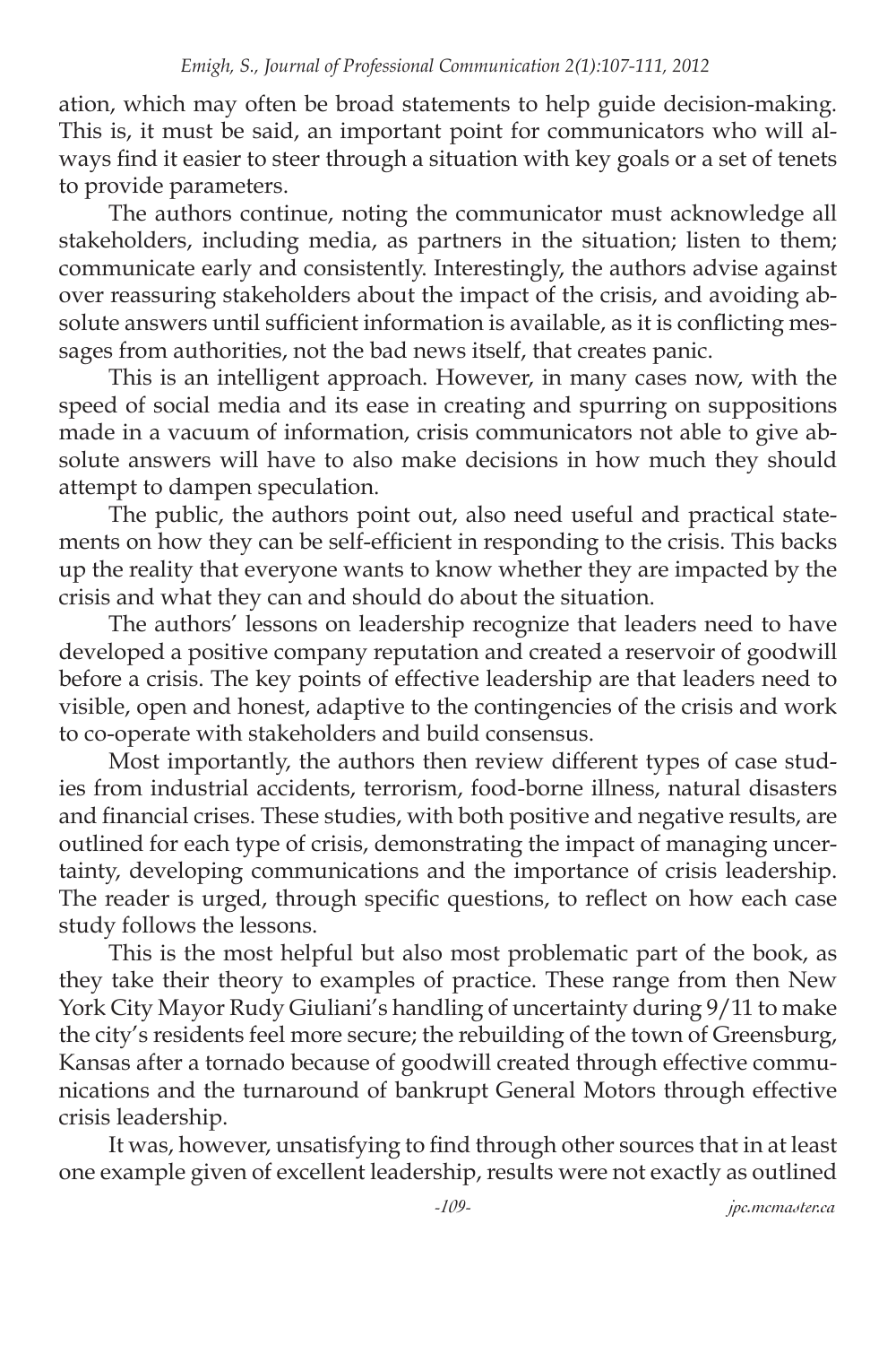ation, which may often be broad statements to help guide decision-making. This is, it must be said, an important point for communicators who will always find it easier to steer through a situation with key goals or a set of tenets to provide parameters.

The authors continue, noting the communicator must acknowledge all stakeholders, including media, as partners in the situation; listen to them; communicate early and consistently. Interestingly, the authors advise against over reassuring stakeholders about the impact of the crisis, and avoiding absolute answers until sufficient information is available, as it is conflicting messages from authorities, not the bad news itself, that creates panic.

This is an intelligent approach. However, in many cases now, with the speed of social media and its ease in creating and spurring on suppositions made in a vacuum of information, crisis communicators not able to give absolute answers will have to also make decisions in how much they should attempt to dampen speculation.

The public, the authors point out, also need useful and practical statements on how they can be self-efficient in responding to the crisis. This backs up the reality that everyone wants to know whether they are impacted by the crisis and what they can and should do about the situation.

The authors' lessons on leadership recognize that leaders need to have developed a positive company reputation and created a reservoir of goodwill before a crisis. The key points of effective leadership are that leaders need to visible, open and honest, adaptive to the contingencies of the crisis and work to co-operate with stakeholders and build consensus.

Most importantly, the authors then review different types of case studies from industrial accidents, terrorism, food-borne illness, natural disasters and financial crises. These studies, with both positive and negative results, are outlined for each type of crisis, demonstrating the impact of managing uncertainty, developing communications and the importance of crisis leadership. The reader is urged, through specific questions, to reflect on how each case study follows the lessons.

This is the most helpful but also most problematic part of the book, as they take their theory to examples of practice. These range from then New York City Mayor Rudy Giuliani's handling of uncertainty during 9/11 to make the city's residents feel more secure; the rebuilding of the town of Greensburg, Kansas after a tornado because of goodwill created through effective communications and the turnaround of bankrupt General Motors through effective crisis leadership.

It was, however, unsatisfying to find through other sources that in at least one example given of excellent leadership, results were not exactly as outlined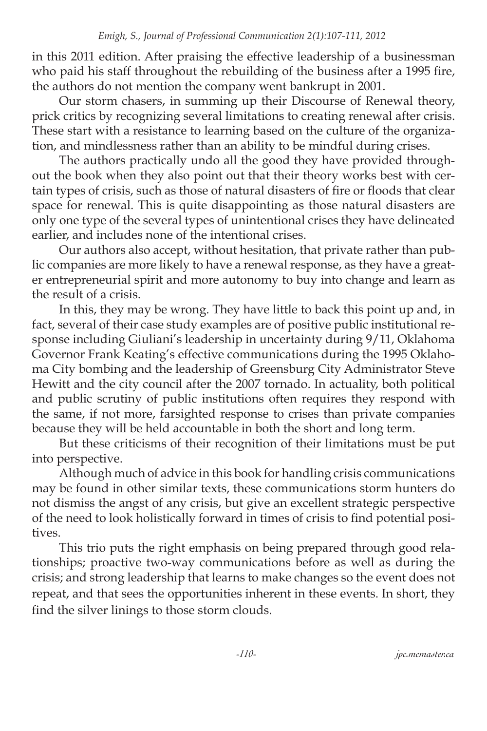in this 2011 edition. After praising the effective leadership of a businessman who paid his staff throughout the rebuilding of the business after a 1995 fire, the authors do not mention the company went bankrupt in 2001.

Our storm chasers, in summing up their Discourse of Renewal theory, prick critics by recognizing several limitations to creating renewal after crisis. These start with a resistance to learning based on the culture of the organization, and mindlessness rather than an ability to be mindful during crises.

The authors practically undo all the good they have provided throughout the book when they also point out that their theory works best with certain types of crisis, such as those of natural disasters of fire or floods that clear space for renewal. This is quite disappointing as those natural disasters are only one type of the several types of unintentional crises they have delineated earlier, and includes none of the intentional crises.

Our authors also accept, without hesitation, that private rather than public companies are more likely to have a renewal response, as they have a greater entrepreneurial spirit and more autonomy to buy into change and learn as the result of a crisis.

In this, they may be wrong. They have little to back this point up and, in fact, several of their case study examples are of positive public institutional response including Giuliani's leadership in uncertainty during 9/11, Oklahoma Governor Frank Keating's effective communications during the 1995 Oklahoma City bombing and the leadership of Greensburg City Administrator Steve Hewitt and the city council after the 2007 tornado. In actuality, both political and public scrutiny of public institutions often requires they respond with the same, if not more, farsighted response to crises than private companies because they will be held accountable in both the short and long term.

But these criticisms of their recognition of their limitations must be put into perspective.

Although much of advice in this book for handling crisis communications may be found in other similar texts, these communications storm hunters do not dismiss the angst of any crisis, but give an excellent strategic perspective of the need to look holistically forward in times of crisis to find potential positives.

This trio puts the right emphasis on being prepared through good relationships; proactive two-way communications before as well as during the crisis; and strong leadership that learns to make changes so the event does not repeat, and that sees the opportunities inherent in these events. In short, they find the silver linings to those storm clouds.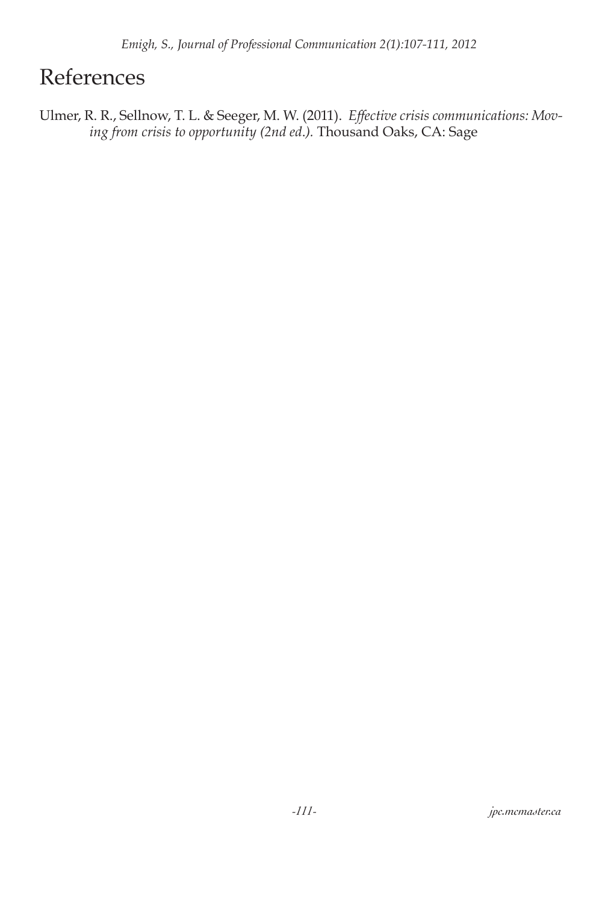# References

Ulmer, R. R., Sellnow, T. L. & Seeger, M. W. (2011). *Effective crisis communications: Moving from crisis to opportunity (2nd ed.).* Thousand Oaks, CA: Sage